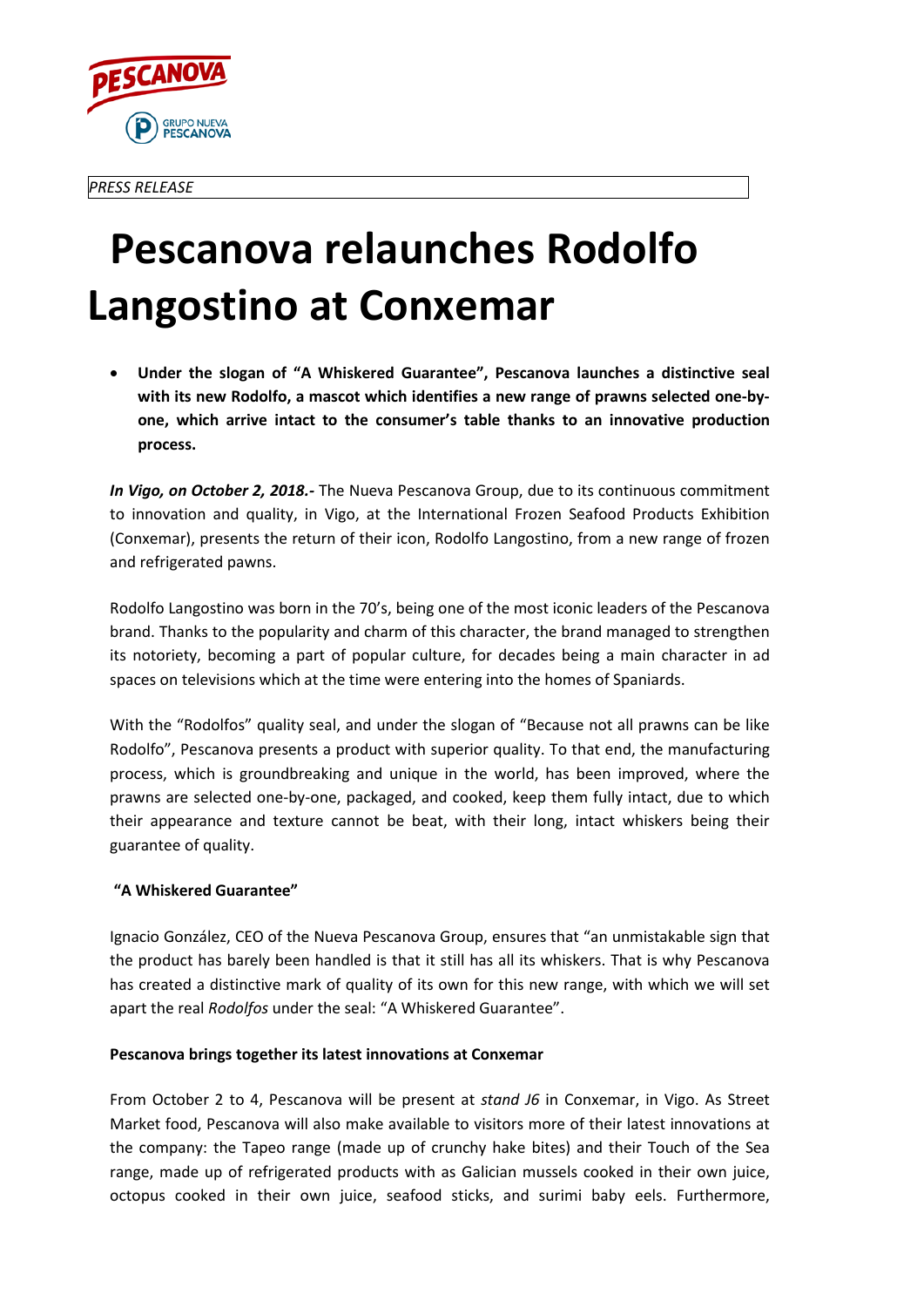PESCANOVA

GRUPO NUEVA PESCANOVA

*PRESS RELEASE*

# Pescanova relaunches Rodolfo Langostino at Conxemar

- **Under the slogan of "A Whiskered Guarantee", Pescanova launches a distinctive seal with its new Rodolfo, a mascot which identifies a new range of prawns selected one-by-one, which arrive intact to the consumer's table thanks to an innovative production process.**

***In Vigo, on October 2, 2018.-*** The Nueva Pescanova Group, due to its continuous commitment to innovation and quality, in Vigo, at the International Frozen Seafood Products Exhibition (Conxemar), presents the return of their icon, Rodolfo Langostino, from a new range of frozen and refrigerated pawns.

Rodolfo Langostino was born in the 70's, being one of the most iconic leaders of the Pescanova brand. Thanks to the popularity and charm of this character, the brand managed to strengthen its notoriety, becoming a part of popular culture, for decades being a main character in ad spaces on televisions which at the time were entering into the homes of Spaniards.

With the "Rodolfos" quality seal, and under the slogan of "Because not all prawns can be like Rodolfo", Pescanova presents a product with superior quality. To that end, the manufacturing process, which is groundbreaking and unique in the world, has been improved, where the prawns are selected one-by-one, packaged, and cooked, keep them fully intact, due to which their appearance and texture cannot be beat, with their long, intact whiskers being their guarantee of quality.

**"A Whiskered Guarantee"**

Ignacio González, CEO of the Nueva Pescanova Group, ensures that "an unmistakable sign that the product has barely been handled is that it still has all its whiskers. That is why Pescanova has created a distinctive mark of quality of its own for this new range, with which we will set apart the real *Rodolfos* under the seal: "A Whiskered Guarantee".

**Pescanova brings together its latest innovations at Conxemar**

From October 2 to 4, Pescanova will be present at *stand J6* in Conxemar, in Vigo. As Street Market food, Pescanova will also make available to visitors more of their latest innovations at the company: the Tapeo range (made up of crunchy hake bites) and their Touch of the Sea range, made up of refrigerated products with as Galician mussels cooked in their own juice, octopus cooked in their own juice, seafood sticks, and surimi baby eels. Furthermore,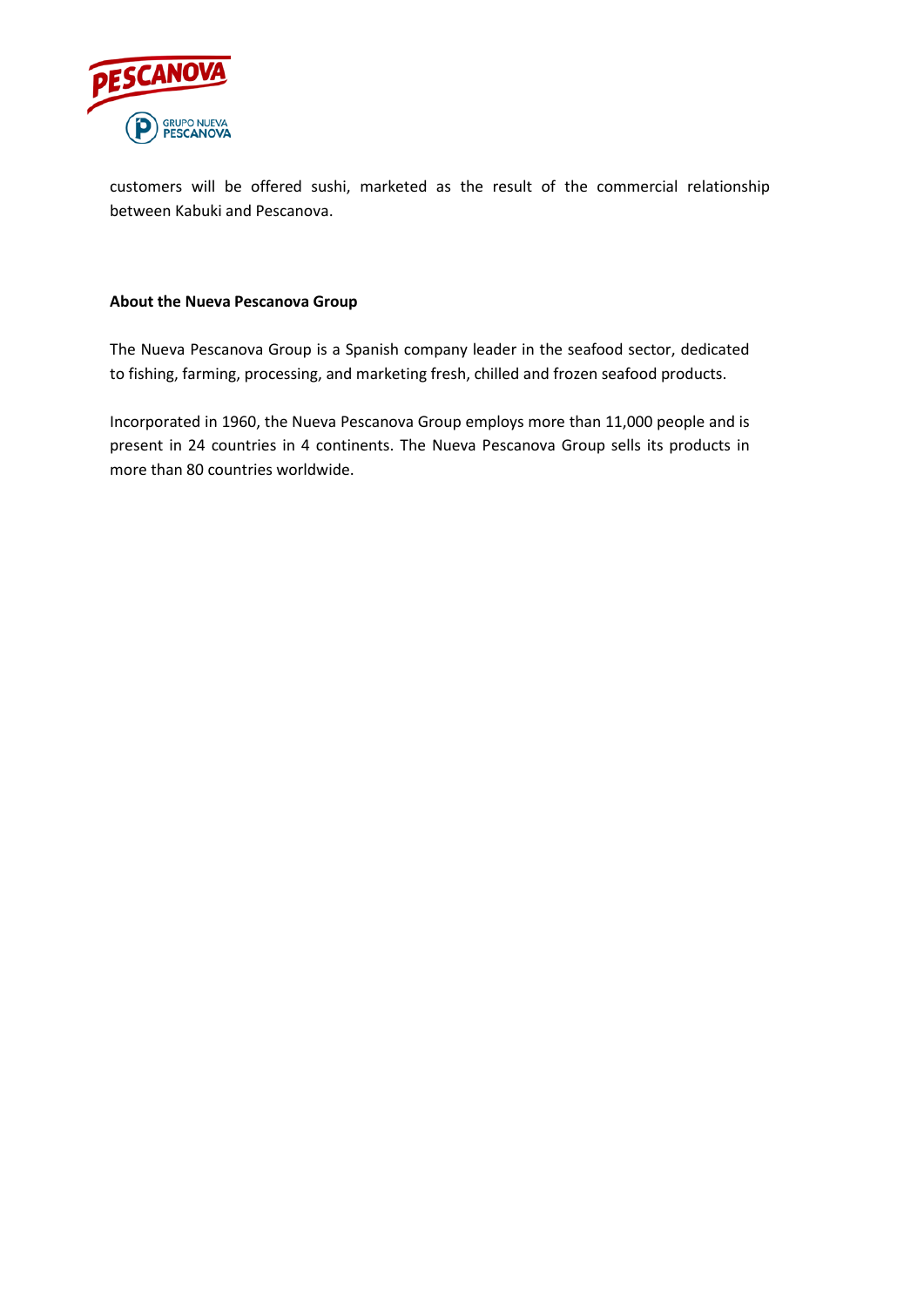customers will be offered sushi, marketed as the result of the commercial relationship between Kabuki and Pescanova.

**About the Nueva Pescanova Group**

The Nueva Pescanova Group is a Spanish company leader in the seafood sector, dedicated to fishing, farming, processing, and marketing fresh, chilled and frozen seafood products.

Incorporated in 1960, the Nueva Pescanova Group employs more than 11,000 people and is present in 24 countries in 4 continents. The Nueva Pescanova Group sells its products in more than 80 countries worldwide.